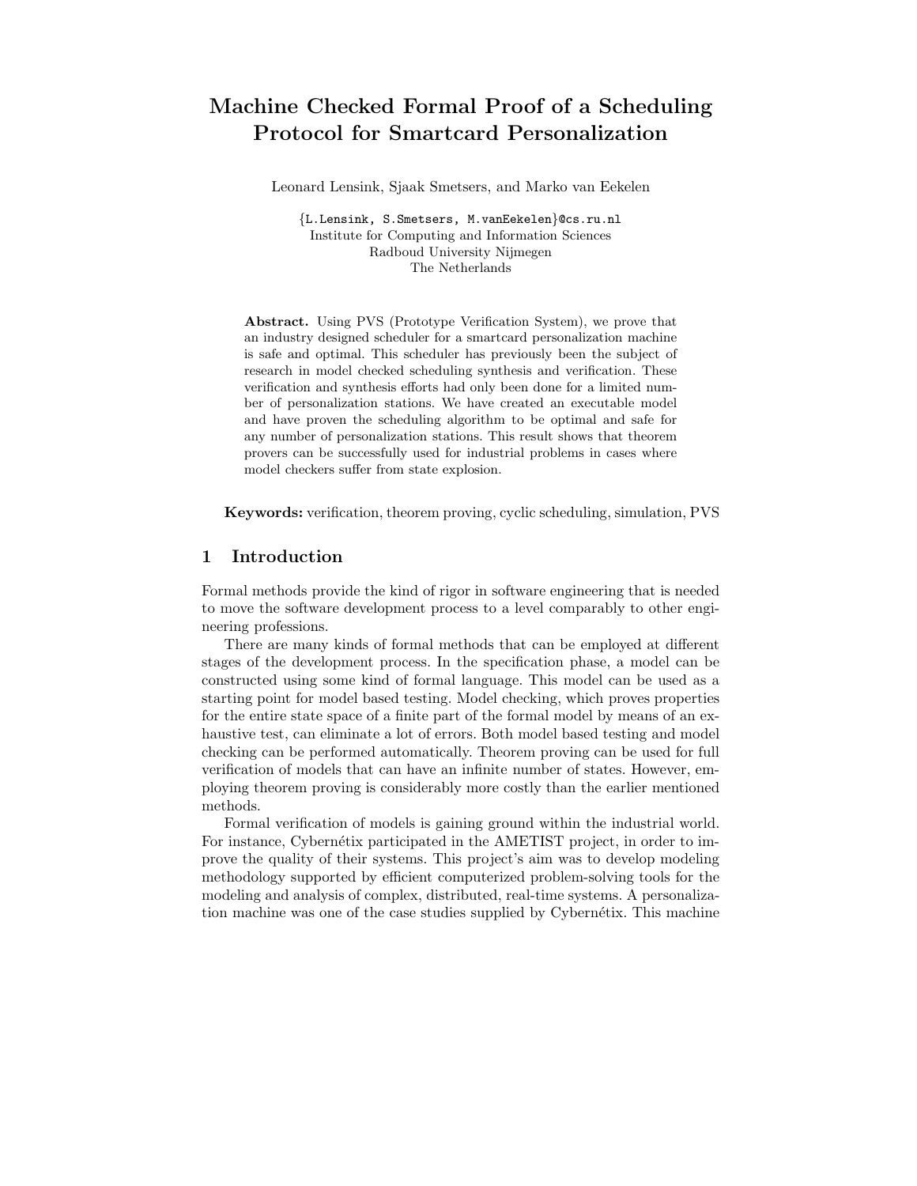# Machine Checked Formal Proof of a Scheduling Protocol for Smartcard Personalization

Leonard Lensink, Sjaak Smetsers, and Marko van Eekelen

{L.Lensink, S.Smetsers, M.vanEekelen}@cs.ru.nl
Institute for Computing and Information Sciences
Radboud University Nijmegen
The Netherlands

**Abstract.** Using PVS (Prototype Verification System), we prove that an industry designed scheduler for a smartcard personalization machine is safe and optimal. This scheduler has previously been the subject of research in model checked scheduling synthesis and verification. These verification and synthesis efforts had only been done for a limited number of personalization stations. We have created an executable model and have proven the scheduling algorithm to be optimal and safe for any number of personalization stations. This result shows that theorem provers can be successfully used for industrial problems in cases where model checkers suffer from state explosion.

**Keywords:** verification, theorem proving, cyclic scheduling, simulation, PVS

## 1 Introduction

Formal methods provide the kind of rigor in software engineering that is needed to move the software development process to a level comparably to other engineering professions.

There are many kinds of formal methods that can be employed at different stages of the development process. In the specification phase, a model can be constructed using some kind of formal language. This model can be used as a starting point for model based testing. Model checking, which proves properties for the entire state space of a finite part of the formal model by means of an exhaustive test, can eliminate a lot of errors. Both model based testing and model checking can be performed automatically. Theorem proving can be used for full verification of models that can have an infinite number of states. However, employing theorem proving is considerably more costly than the earlier mentioned methods.

Formal verification of models is gaining ground within the industrial world. For instance, Cybernétix participated in the AMETIST project, in order to improve the quality of their systems. This project's aim was to develop modeling methodology supported by efficient computerized problem-solving tools for the modeling and analysis of complex, distributed, real-time systems. A personalization machine was one of the case studies supplied by Cybernétix. This machine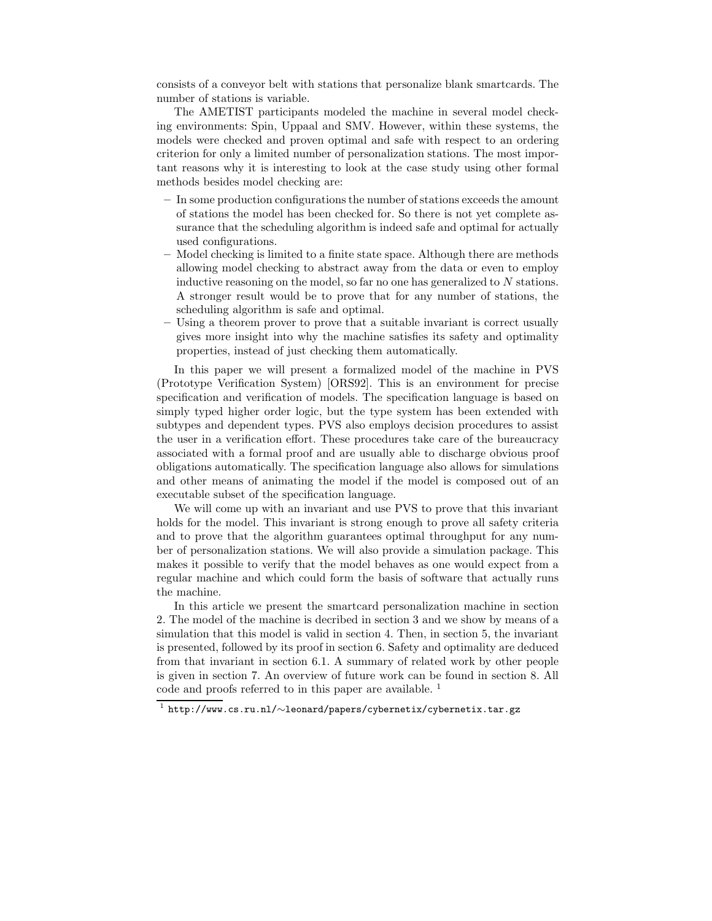consists of a conveyor belt with stations that personalize blank smartcards. The number of stations is variable.

The AMETIST participants modeled the machine in several model checking environments: Spin, Uppaal and SMV. However, within these systems, the models were checked and proven optimal and safe with respect to an ordering criterion for only a limited number of personalization stations. The most important reasons why it is interesting to look at the case study using other formal methods besides model checking are:

- In some production configurations the number of stations exceeds the amount of stations the model has been checked for. So there is not yet complete assurance that the scheduling algorithm is indeed safe and optimal for actually used configurations.
- Model checking is limited to a finite state space. Although there are methods allowing model checking to abstract away from the data or even to employ inductive reasoning on the model, so far no one has generalized to $N$ stations. A stronger result would be to prove that for any number of stations, the scheduling algorithm is safe and optimal.
- Using a theorem prover to prove that a suitable invariant is correct usually gives more insight into why the machine satisfies its safety and optimality properties, instead of just checking them automatically.

In this paper we will present a formalized model of the machine in PVS (Prototype Verification System) [ORS92]. This is an environment for precise specification and verification of models. The specification language is based on simply typed higher order logic, but the type system has been extended with subtypes and dependent types. PVS also employs decision procedures to assist the user in a verification effort. These procedures take care of the bureaucracy associated with a formal proof and are usually able to discharge obvious proof obligations automatically. The specification language also allows for simulations and other means of animating the model if the model is composed out of an executable subset of the specification language.

We will come up with an invariant and use PVS to prove that this invariant holds for the model. This invariant is strong enough to prove all safety criteria and to prove that the algorithm guarantees optimal throughput for any number of personalization stations. We will also provide a simulation package. This makes it possible to verify that the model behaves as one would expect from a regular machine and which could form the basis of software that actually runs the machine.

In this article we present the smartcard personalization machine in section 2. The model of the machine is decribed in section 3 and we show by means of a simulation that this model is valid in section 4. Then, in section 5, the invariant is presented, followed by its proof in section 6. Safety and optimality are deduced from that invariant in section 6.1. A summary of related work by other people is given in section 7. An overview of future work can be found in section 8. All code and proofs referred to in this paper are available. [1]

[1] `http://www.cs.ru.nl/~leonard/papers/cybernetix/cybernetix.tar.gz`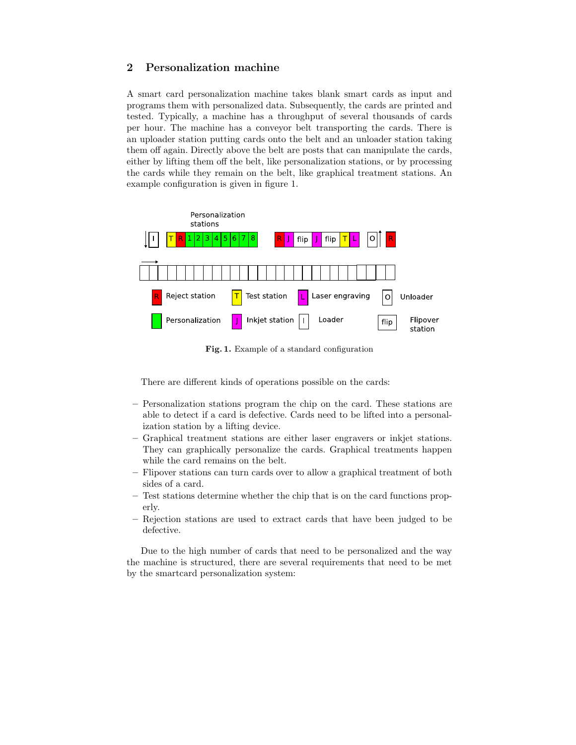## 2 Personalization machine

A smart card personalization machine takes blank smart cards as input and programs them with personalized data. Subsequently, the cards are printed and tested. Typically, a machine has a throughput of several thousands of cards per hour. The machine has a conveyor belt transporting the cards. There is an uploader station putting cards onto the belt and an unloader station taking them off again. Directly above the belt are posts that can manipulate the cards, either by lifting them off the belt, like personalization stations, or by processing the cards while they remain on the belt, like graphical treatment stations. An example configuration is given in figure 1.

**Fig. 1.** Example of a standard configuration

There are different kinds of operations possible on the cards:

- Personalization stations program the chip on the card. These stations are able to detect if a card is defective. Cards need to be lifted into a personalization station by a lifting device.
- Graphical treatment stations are either laser engravers or inkjet stations. They can graphically personalize the cards. Graphical treatments happen while the card remains on the belt.
- Flipover stations can turn cards over to allow a graphical treatment of both sides of a card.
- Test stations determine whether the chip that is on the card functions properly.
- Rejection stations are used to extract cards that have been judged to be defective.

Due to the high number of cards that need to be personalized and the way the machine is structured, there are several requirements that need to be met by the smartcard personalization system: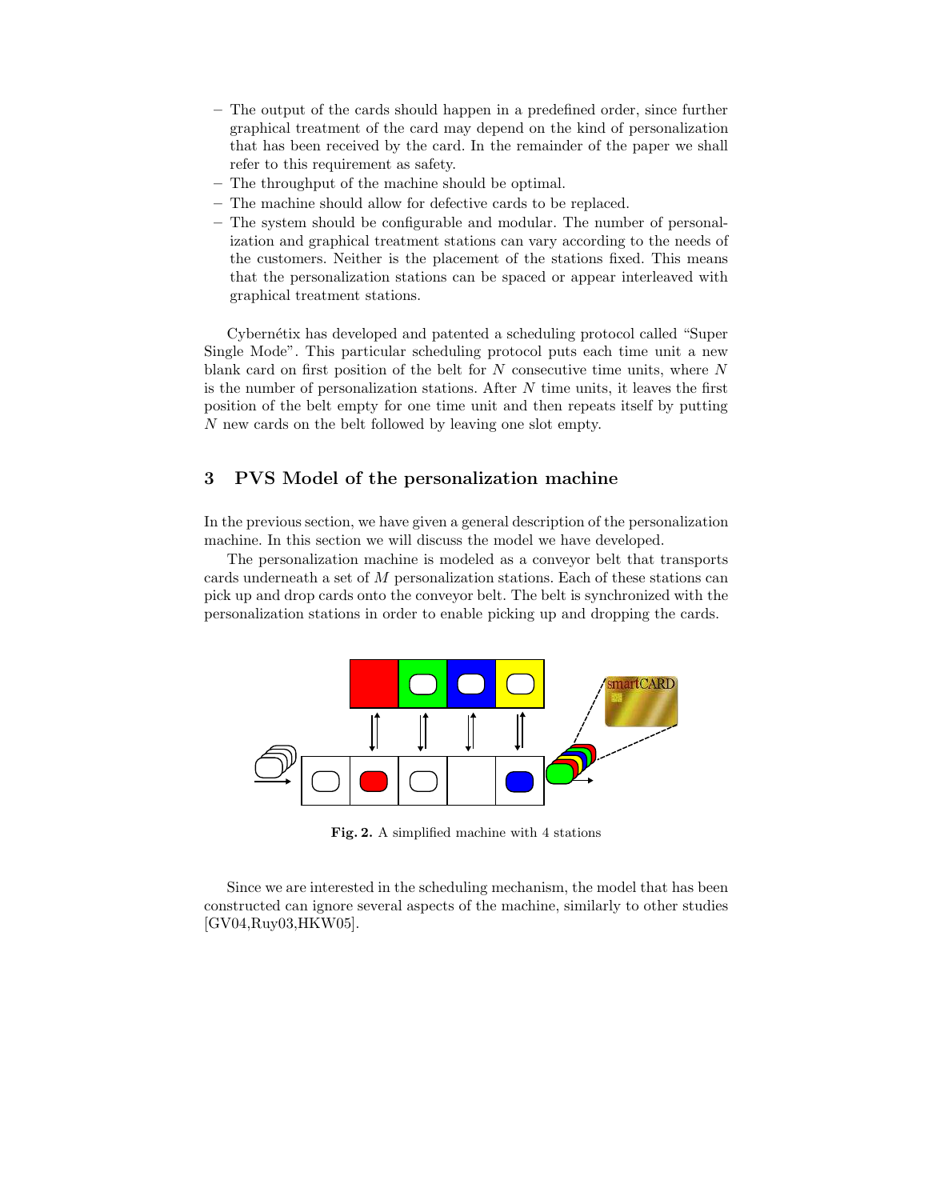- The output of the cards should happen in a predefined order, since further graphical treatment of the card may depend on the kind of personalization that has been received by the card. In the remainder of the paper we shall refer to this requirement as safety.
- The throughput of the machine should be optimal.
- The machine should allow for defective cards to be replaced.
- The system should be configurable and modular. The number of personalization and graphical treatment stations can vary according to the needs of the customers. Neither is the placement of the stations fixed. This means that the personalization stations can be spaced or appear interleaved with graphical treatment stations.

Cybernétix has developed and patented a scheduling protocol called "Super Single Mode". This particular scheduling protocol puts each time unit a new blank card on first position of the belt for $N$ consecutive time units, where $N$ is the number of personalization stations. After $N$ time units, it leaves the first position of the belt empty for one time unit and then repeats itself by putting $N$ new cards on the belt followed by leaving one slot empty.

## 3 PVS Model of the personalization machine

In the previous section, we have given a general description of the personalization machine. In this section we will discuss the model we have developed.

The personalization machine is modeled as a conveyor belt that transports cards underneath a set of $M$ personalization stations. Each of these stations can pick up and drop cards onto the conveyor belt. The belt is synchronized with the personalization stations in order to enable picking up and dropping the cards.

smartCARD

**Fig. 2.** A simplified machine with 4 stations

Since we are interested in the scheduling mechanism, the model that has been constructed can ignore several aspects of the machine, similarly to other studies [GV04,Ruy03,HKW05].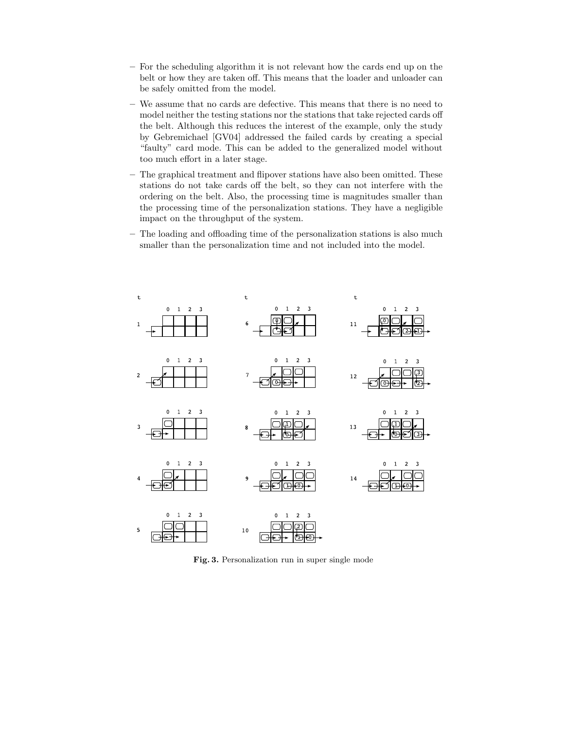- For the scheduling algorithm it is not relevant how the cards end up on the belt or how they are taken off. This means that the loader and unloader can be safely omitted from the model.
- We assume that no cards are defective. This means that there is no need to model neither the testing stations nor the stations that take rejected cards off the belt. Although this reduces the interest of the example, only the study by Gebremichael [GV04] addressed the failed cards by creating a special "faulty" card mode. This can be added to the generalized model without too much effort in a later stage.
- The graphical treatment and flipover stations have also been omitted. These stations do not take cards off the belt, so they can not interfere with the ordering on the belt. Also, the processing time is magnitudes smaller than the processing time of the personalization stations. They have a negligible impact on the throughput of the system.
- The loading and offloading time of the personalization stations is also much smaller than the personalization time and not included into the model.

**Fig. 3.** Personalization run in super single mode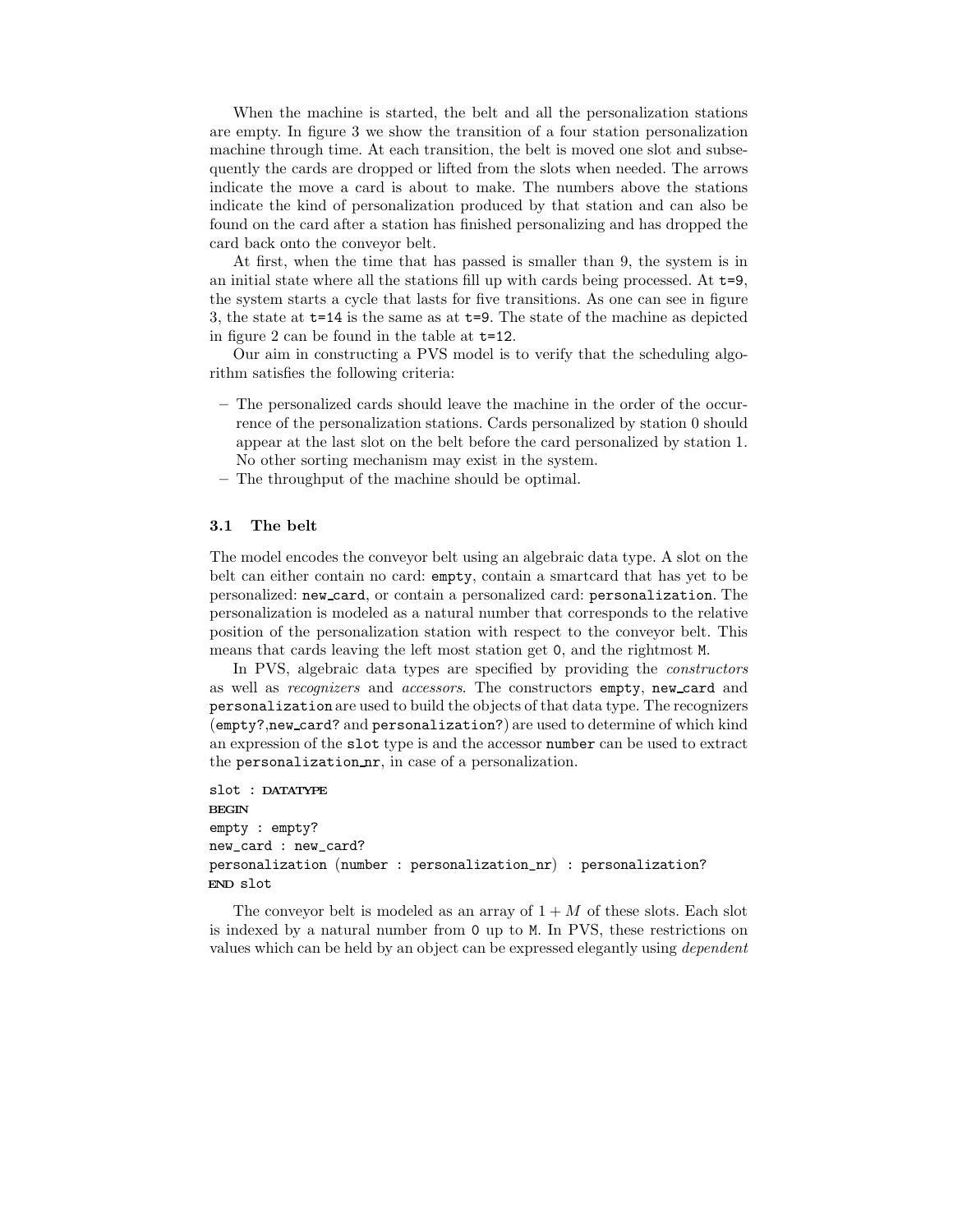When the machine is started, the belt and all the personalization stations are empty. In figure 3 we show the transition of a four station personalization machine through time. At each transition, the belt is moved one slot and subsequently the cards are dropped or lifted from the slots when needed. The arrows indicate the move a card is about to make. The numbers above the stations indicate the kind of personalization produced by that station and can also be found on the card after a station has finished personalizing and has dropped the card back onto the conveyor belt.

At first, when the time that has passed is smaller than 9, the system is in an initial state where all the stations fill up with cards being processed. At `t=9`, the system starts a cycle that lasts for five transitions. As one can see in figure 3, the state at `t=14` is the same as at `t=9`. The state of the machine as depicted in figure 2 can be found in the table at `t=12`.

Our aim in constructing a PVS model is to verify that the scheduling algorithm satisfies the following criteria:

– The personalized cards should leave the machine in the order of the occurrence of the personalization stations. Cards personalized by station 0 should appear at the last slot on the belt before the card personalized by station 1. No other sorting mechanism may exist in the system.
– The throughput of the machine should be optimal.

### 3.1 The belt

The model encodes the conveyor belt using an algebraic data type. A slot on the belt can either contain no card: `empty`, contain a smartcard that has yet to be personalized: `new_card`, or contain a personalized card: `personalization`. The personalization is modeled as a natural number that corresponds to the relative position of the personalization station with respect to the conveyor belt. This means that cards leaving the left most station get `0`, and the rightmost `M`.

In PVS, algebraic data types are specified by providing the *constructors* as well as *recognizers* and *accessors*. The constructors `empty`, `new_card` and `personalization` are used to build the objects of that data type. The recognizers (`empty?`,`new_card?` and `personalization?`) are used to determine of which kind an expression of the `slot` type is and the accessor `number` can be used to extract the `personalization_nr`, in case of a personalization.

```
slot : DATATYPE
BEGIN
empty : empty?
new_card : new_card?
personalization (number : personalization_nr) : personalization?
END slot
```

The conveyor belt is modeled as an array of $1 + M$ of these slots. Each slot is indexed by a natural number from `0` up to `M`. In PVS, these restrictions on values which can be held by an object can be expressed elegantly using *dependent*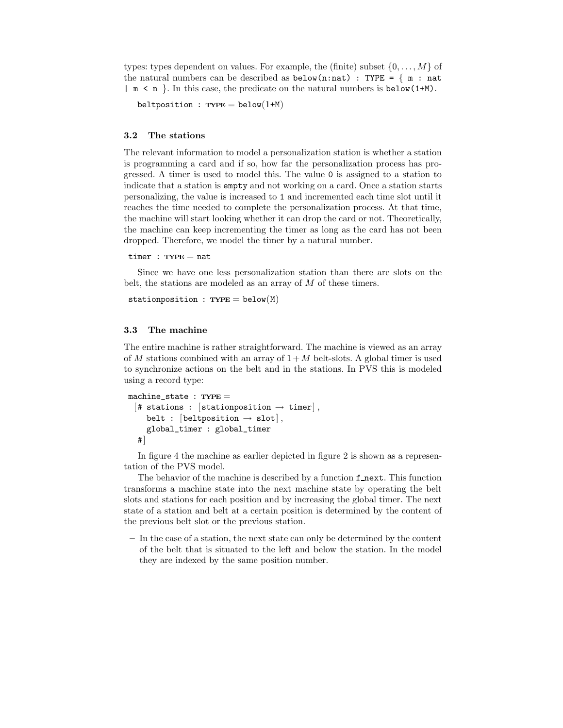types: types dependent on values. For example, the (finite) subset $\{0, \ldots, M\}$ of the natural numbers can be described as `below(n:nat) : TYPE = { m : nat | m < n }`. In this case, the predicate on the natural numbers is `below(1+M)`.

```
beltposition : TYPE = below(1+M)
```

### 3.2 The stations

The relevant information to model a personalization station is whether a station is programming a card and if so, how far the personalization process has progressed. A timer is used to model this. The value `0` is assigned to a station to indicate that a station is `empty` and not working on a card. Once a station starts personalizing, the value is increased to `1` and incremented each time slot until it reaches the time needed to complete the personalization process. At that time, the machine will start looking whether it can drop the card or not. Theoretically, the machine can keep incrementing the timer as long as the card has not been dropped. Therefore, we model the timer by a natural number.

```
timer : TYPE = nat
```

Since we have one less personalization station than there are slots on the belt, the stations are modeled as an array of $M$ of these timers.

```
stationposition : TYPE = below(M)
```

### 3.3 The machine

The entire machine is rather straightforward. The machine is viewed as an array of $M$ stations combined with an array of $1+M$ belt-slots. A global timer is used to synchronize actions on the belt and in the stations. In PVS this is modeled using a record type:

```
machine_state : TYPE =
  [# stations : [stationposition → timer],
     belt : [beltposition → slot],
     global_timer : global_timer
  #]
```

In figure 4 the machine as earlier depicted in figure 2 is shown as a representation of the PVS model.

The behavior of the machine is described by a function `f_next`. This function transforms a machine state into the next machine state by operating the belt slots and stations for each position and by increasing the global timer. The next state of a station and belt at a certain position is determined by the content of the previous belt slot or the previous station.

- In the case of a station, the next state can only be determined by the content of the belt that is situated to the left and below the station. In the model they are indexed by the same position number.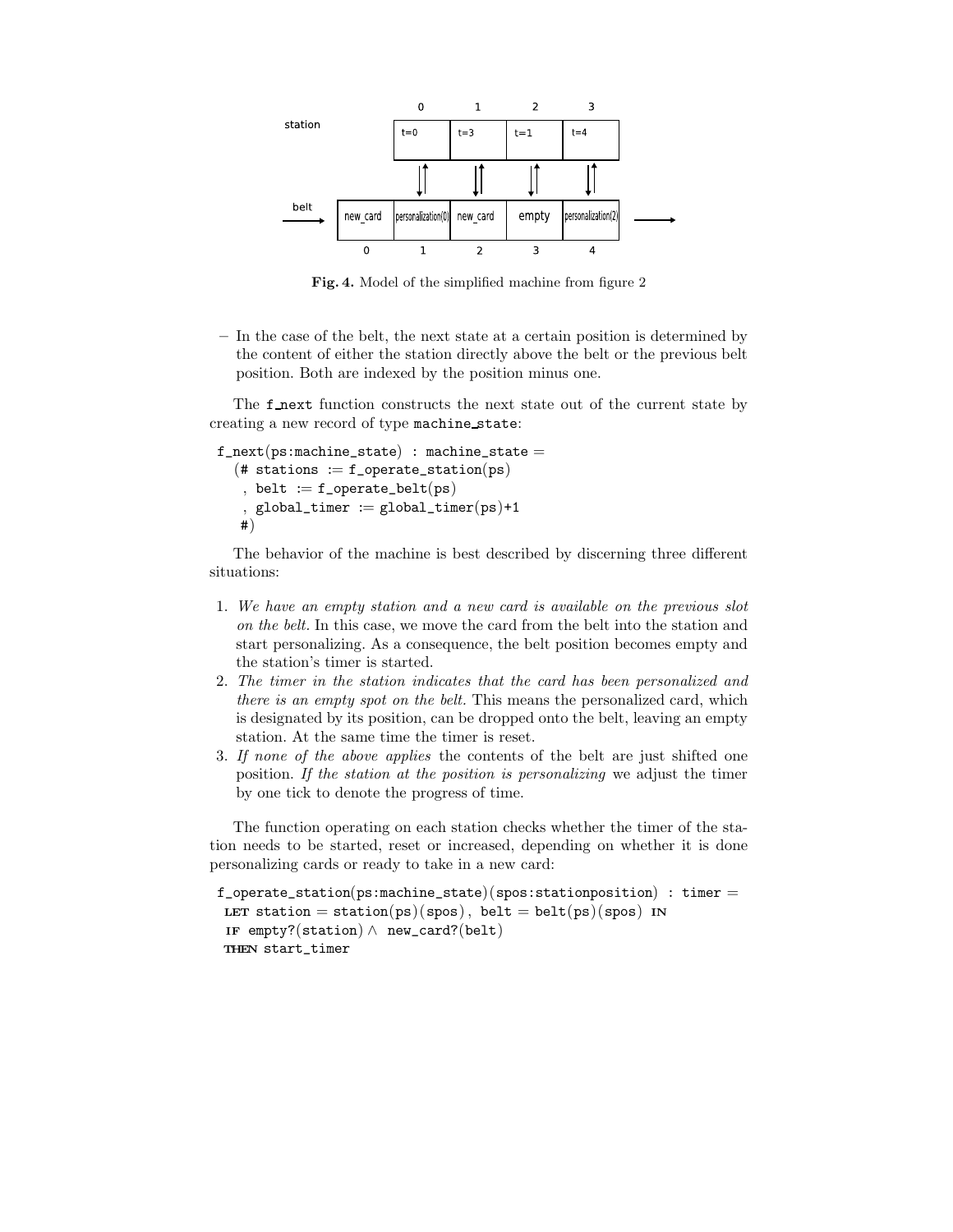**Fig. 4.** Model of the simplified machine from figure 2

– In the case of the belt, the next state at a certain position is determined by the content of either the station directly above the belt or the previous belt position. Both are indexed by the position minus one.

The f_next function constructs the next state out of the current state by creating a new record of type machine_state:

```
f_next(ps:machine_state) : machine_state =
  (# stations := f_operate_station(ps)
   , belt := f_operate_belt(ps)
   , global_timer := global_timer(ps)+1
   #)
```

The behavior of the machine is best described by discerning three different situations:

1. *We have an empty station and a new card is available on the previous slot on the belt.* In this case, we move the card from the belt into the station and start personalizing. As a consequence, the belt position becomes empty and the station's timer is started.
2. *The timer in the station indicates that the card has been personalized and there is an empty spot on the belt.* This means the personalized card, which is designated by its position, can be dropped onto the belt, leaving an empty station. At the same time the timer is reset.
3. *If none of the above applies* the contents of the belt are just shifted one position. *If the station at the position is personalizing* we adjust the timer by one tick to denote the progress of time.

The function operating on each station checks whether the timer of the station needs to be started, reset or increased, depending on whether it is done personalizing cards or ready to take in a new card:

```
f_operate_station(ps:machine_state)(spos:stationposition) : timer =
 LET station = station(ps)(spos), belt = belt(ps)(spos) IN
 IF empty?(station) ∧ new_card?(belt)
 THEN start_timer
```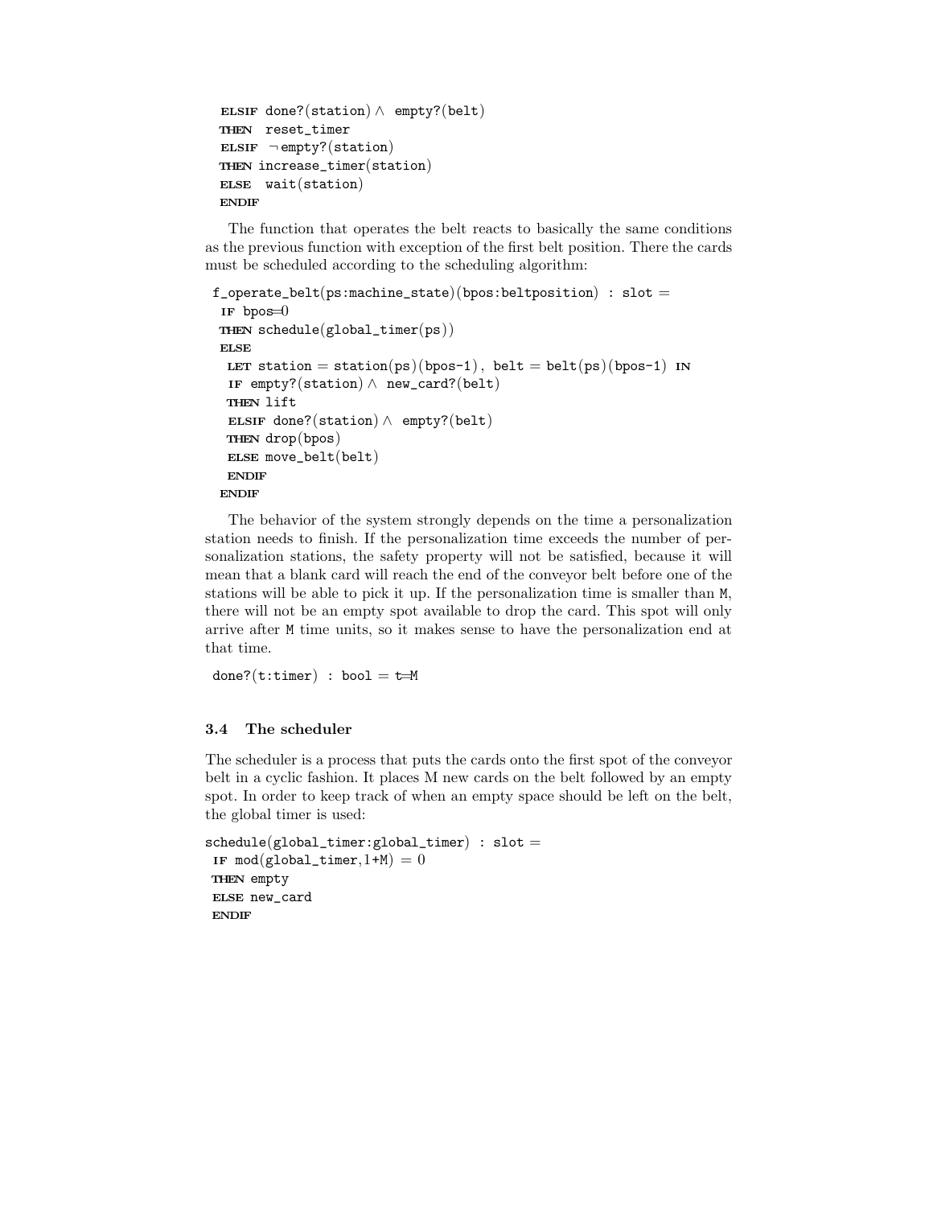```
ELSIF done?(station) ∧ empty?(belt)
THEN reset_timer
ELSIF ¬empty?(station)
THEN increase_timer(station)
ELSE wait(station)
ENDIF
```

The function that operates the belt reacts to basically the same conditions as the previous function with exception of the first belt position. There the cards must be scheduled according to the scheduling algorithm:

```
f_operate_belt(ps:machine_state)(bpos:beltposition) : slot =
 IF bpos=0
 THEN schedule(global_timer(ps))
 ELSE
  LET station = station(ps)(bpos-1), belt = belt(ps)(bpos-1) IN
  IF empty?(station) ∧ new_card?(belt)
  THEN lift
  ELSIF done?(station) ∧ empty?(belt)
  THEN drop(bpos)
  ELSE move_belt(belt)
  ENDIF
 ENDIF
```

The behavior of the system strongly depends on the time a personalization station needs to finish. If the personalization time exceeds the number of personalization stations, the safety property will not be satisfied, because it will mean that a blank card will reach the end of the conveyor belt before one of the stations will be able to pick it up. If the personalization time is smaller than M, there will not be an empty spot available to drop the card. This spot will only arrive after M time units, so it makes sense to have the personalization end at that time.

```
done?(t:timer) : bool = t=M
```

### 3.4 The scheduler

The scheduler is a process that puts the cards onto the first spot of the conveyor belt in a cyclic fashion. It places M new cards on the belt followed by an empty spot. In order to keep track of when an empty space should be left on the belt, the global timer is used:

```
schedule(global_timer:global_timer) : slot =
 IF mod(global_timer,1+M) = 0
 THEN empty
 ELSE new_card
 ENDIF
```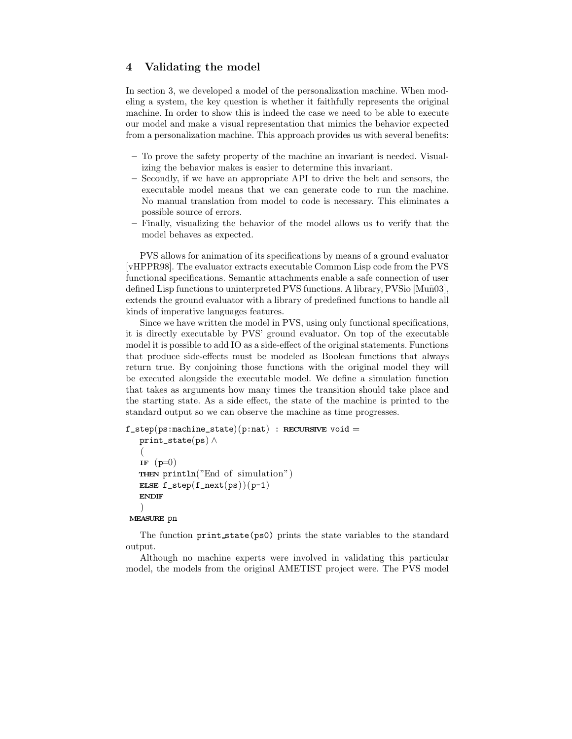## 4 Validating the model

In section 3, we developed a model of the personalization machine. When modeling a system, the key question is whether it faithfully represents the original machine. In order to show this is indeed the case we need to be able to execute our model and make a visual representation that mimics the behavior expected from a personalization machine. This approach provides us with several benefits:

– To prove the safety property of the machine an invariant is needed. Visualizing the behavior makes is easier to determine this invariant.
– Secondly, if we have an appropriate API to drive the belt and sensors, the executable model means that we can generate code to run the machine. No manual translation from model to code is necessary. This eliminates a possible source of errors.
– Finally, visualizing the behavior of the model allows us to verify that the model behaves as expected.

PVS allows for animation of its specifications by means of a ground evaluator [vHPPR98]. The evaluator extracts executable Common Lisp code from the PVS functional specifications. Semantic attachments enable a safe connection of user defined Lisp functions to uninterpreted PVS functions. A library, PVSio [Muñ03], extends the ground evaluator with a library of predefined functions to handle all kinds of imperative languages features.

Since we have written the model in PVS, using only functional specifications, it is directly executable by PVS' ground evaluator. On top of the executable model it is possible to add IO as a side-effect of the original statements. Functions that produce side-effects must be modeled as Boolean functions that always return true. By conjoining those functions with the original model they will be executed alongside the executable model. We define a simulation function that takes as arguments how many times the transition should take place and the starting state. As a side effect, the state of the machine is printed to the standard output so we can observe the machine as time progresses.

```
f_step(ps:machine_state)(p:nat) : RECURSIVE void =
   print_state(ps) ∧
   (
   IF (p=0)
   THEN println("End of simulation")
   ELSE f_step(f_next(ps))(p-1)
   ENDIF
   )
 MEASURE pn
```

The function `print_state(ps0)` prints the state variables to the standard output.

Although no machine experts were involved in validating this particular model, the models from the original AMETIST project were. The PVS model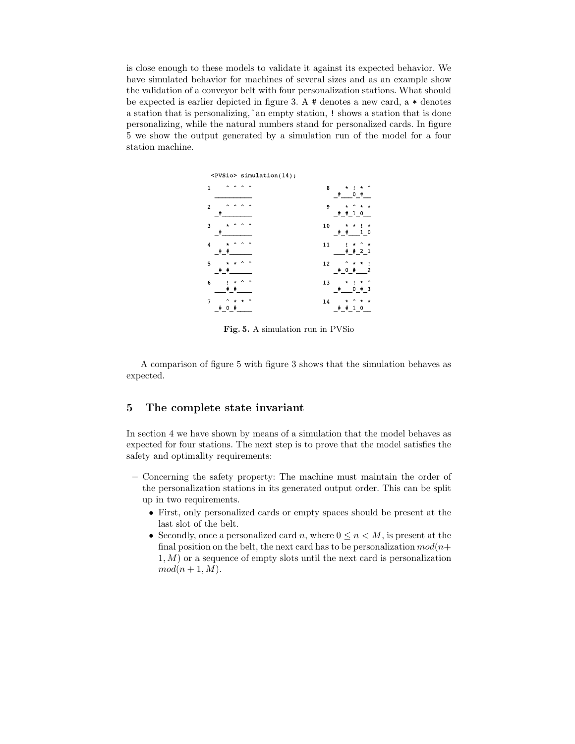is close enough to these models to validate it against its expected behavior. We have simulated behavior for machines of several sizes and as an example show the validation of a conveyor belt with four personalization stations. What should be expected is earlier depicted in figure 3. A # denotes a new card, a * denotes a station that is personalizing, ^ an empty station, ! shows a station that is done personalizing, while the natural numbers stand for personalized cards. In figure 5 we show the output generated by a simulation run of the model for a four station machine.

```
<PVSio> simulation(14);
1    ^ ^ ^ ^                8    * ! * ^
    _________                   _#___0_#__

2    ^ ^ ^ ^                9    * ^ * *
    _#_______                   _#_#_1_0__

3    * ^ ^ ^                10   * * ! *
    _#_______                   _#_#___1_0

4    * ^ ^ ^                11   ! * ^ *
    _#_#_____                   ___#_#_2_1

5    * * ^ ^                12   ^ * * !
    _#_#_____                   _#_0_#___2

6    ! * ^ ^                13   * ! * ^
    ___#_#___                   _#___0_#_3

7    ^ * * ^                14   * ^ * *
    _#_0_#___                   _#_#_1_0__
```

**Fig. 5.** A simulation run in PVSio

A comparison of figure 5 with figure 3 shows that the simulation behaves as expected.

## 5 The complete state invariant

In section 4 we have shown by means of a simulation that the model behaves as expected for four stations. The next step is to prove that the model satisfies the safety and optimality requirements:

- Concerning the safety property: The machine must maintain the order of the personalization stations in its generated output order. This can be split up in two requirements.
  - First, only personalized cards or empty spaces should be present at the last slot of the belt.
  - Secondly, once a personalized card $n$, where $0 \leq n < M$, is present at the final position on the belt, the next card has to be personalization $mod(n+1, M)$ or a sequence of empty slots until the next card is personalization $mod(n+1, M)$.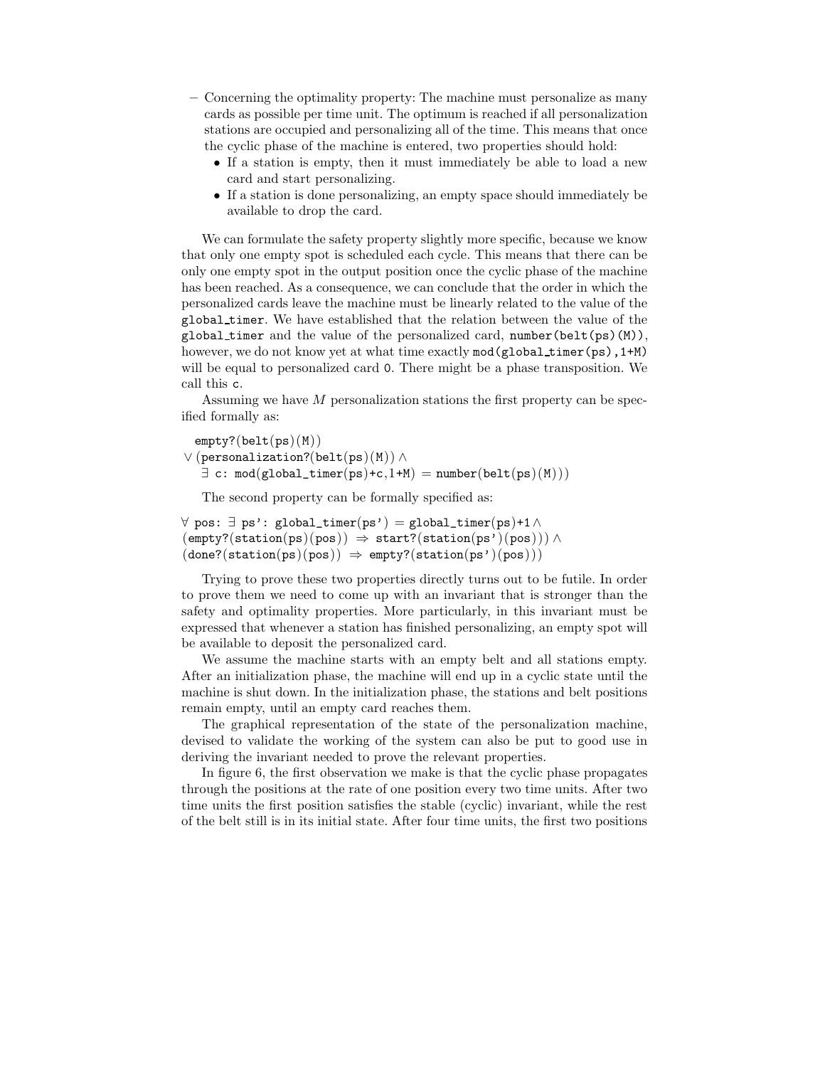– Concerning the optimality property: The machine must personalize as many cards as possible per time unit. The optimum is reached if all personalization stations are occupied and personalizing all of the time. This means that once the cyclic phase of the machine is entered, two properties should hold:
  - If a station is empty, then it must immediately be able to load a new card and start personalizing.
  - If a station is done personalizing, an empty space should immediately be available to drop the card.

We can formulate the safety property slightly more specific, because we know that only one empty spot is scheduled each cycle. This means that there can be only one empty spot in the output position once the cyclic phase of the machine has been reached. As a consequence, we can conclude that the order in which the personalized cards leave the machine must be linearly related to the value of the `global_timer`. We have established that the relation between the value of the `global_timer` and the value of the personalized card, `number(belt(ps)(M))`, however, we do not know yet at what time exactly `mod(global_timer(ps),1+M)` will be equal to personalized card `0`. There might be a phase transposition. We call this `c`.

Assuming we have $M$ personalization stations the first property can be specified formally as:

```
  empty?(belt(ps)(M))
∨ (personalization?(belt(ps)(M)) ∧
   ∃ c: mod(global_timer(ps)+c,1+M) = number(belt(ps)(M)))
```

The second property can be formally specified as:

```
∀ pos: ∃ ps': global_timer(ps') = global_timer(ps)+1 ∧
(empty?(station(ps)(pos)) ⇒ start?(station(ps')(pos))) ∧
(done?(station(ps)(pos)) ⇒ empty?(station(ps')(pos)))
```

Trying to prove these two properties directly turns out to be futile. In order to prove them we need to come up with an invariant that is stronger than the safety and optimality properties. More particularly, in this invariant must be expressed that whenever a station has finished personalizing, an empty spot will be available to deposit the personalized card.

We assume the machine starts with an empty belt and all stations empty. After an initialization phase, the machine will end up in a cyclic state until the machine is shut down. In the initialization phase, the stations and belt positions remain empty, until an empty card reaches them.

The graphical representation of the state of the personalization machine, devised to validate the working of the system can also be put to good use in deriving the invariant needed to prove the relevant properties.

In figure 6, the first observation we make is that the cyclic phase propagates through the positions at the rate of one position every two time units. After two time units the first position satisfies the stable (cyclic) invariant, while the rest of the belt still is in its initial state. After four time units, the first two positions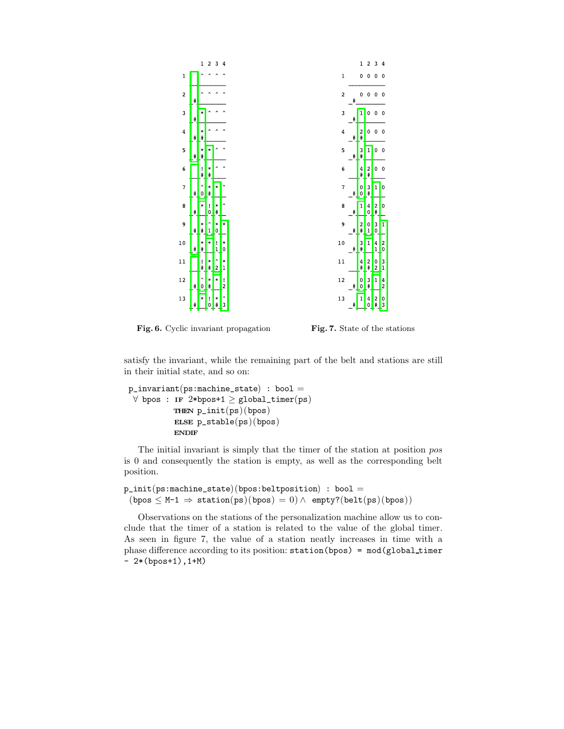**Fig. 6.** Cyclic invariant propagation

**Fig. 7.** State of the stations

satisfy the invariant, while the remaining part of the belt and stations are still in their initial state, and so on:

```
p_invariant(ps:machine_state) : bool =
  ∀ bpos : IF 2*bpos+1 ≥ global_timer(ps)
           THEN p_init(ps)(bpos)
           ELSE p_stable(ps)(bpos)
           ENDIF
```

The initial invariant is simply that the timer of the station at position *pos* is 0 and consequently the station is empty, as well as the corresponding belt position.

```
p_init(ps:machine_state)(bpos:beltposition) : bool =
  (bpos ≤ M-1 ⇒ station(ps)(bpos) = 0) ∧ empty?(belt(ps)(bpos))
```

Observations on the stations of the personalization machine allow us to conclude that the timer of a station is related to the value of the global timer. As seen in figure 7, the value of a station neatly increases in time with a phase difference according to its position: `station(bpos) = mod(global_timer - 2*(bpos+1),1+M)`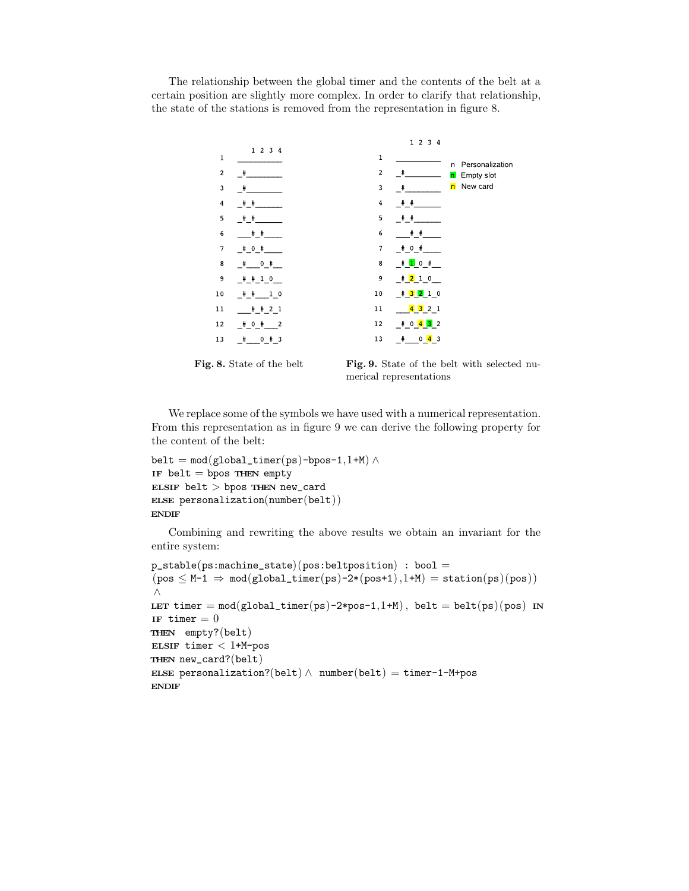The relationship between the global timer and the contents of the belt at a certain position are slightly more complex. In order to clarify that relationship, the state of the stations is removed from the representation in figure 8.

```
      1 2 3 4
1   __________
2   _#________
3   _#________
4   _#_#______
5   _#_#______
6   ___#_#____
7   _#_0_#____
8   _#___0_#__
9   _#_#_1_0__
10  _#_#___1_0
11  ___#_#_2_1
12  _#_0_#___2
13  _#___0_#_3
```

**Fig. 8.** State of the belt

```
      1 2 3 4
1   __________          n  Personalization
2   _#________          n  Empty slot
3   _#________          n  New card
4   _#_#______
5   _#_#______
6   ___#_#____
7   _#_0_#____
8   _#_1_0_#__
9   _#_2_1_0__
10  _#_3_2_1_0
11  ___4_3_2_1
12  _#_0_4_3_2
13  _#___0_4_3
```

**Fig. 9.** State of the belt with selected numerical representations

We replace some of the symbols we have used with a numerical representation. From this representation as in figure 9 we can derive the following property for the content of the belt:

```
belt = mod(global_timer(ps)-bpos-1,1+M) ∧
IF belt = bpos THEN empty
ELSIF belt > bpos THEN new_card
ELSE personalization(number(belt))
ENDIF
```

Combining and rewriting the above results we obtain an invariant for the entire system:

```
p_stable(ps:machine_state)(pos:beltposition) : bool =
(pos ≤ M-1 ⇒ mod(global_timer(ps)-2*(pos+1),1+M) = station(ps)(pos))
∧
LET timer = mod(global_timer(ps)-2*pos-1,1+M), belt = belt(ps)(pos) IN
IF timer = 0
THEN  empty?(belt)
ELSIF timer < 1+M-pos
THEN new_card?(belt)
ELSE personalization?(belt) ∧ number(belt) = timer-1-M+pos
ENDIF
```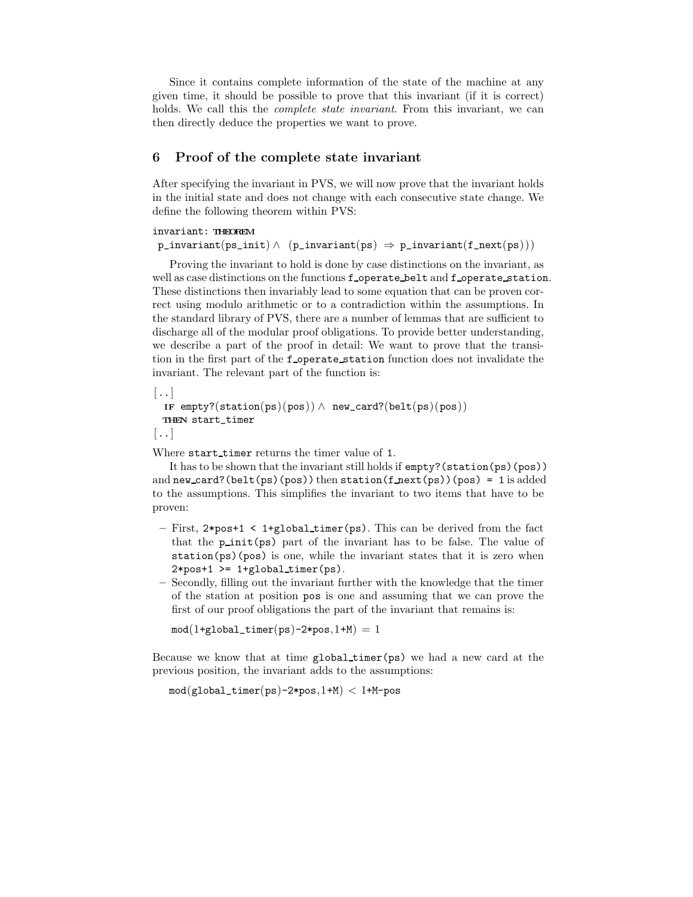Since it contains complete information of the state of the machine at any given time, it should be possible to prove that this invariant (if it is correct) holds. We call this the *complete state invariant*. From this invariant, we can then directly deduce the properties we want to prove.

## 6 Proof of the complete state invariant

After specifying the invariant in PVS, we will now prove that the invariant holds in the initial state and does not change with each consecutive state change. We define the following theorem within PVS:

```
invariant: THEOREM
 p_invariant(ps_init) ∧ (p_invariant(ps) ⇒ p_invariant(f_next(ps)))
```

Proving the invariant to hold is done by case distinctions on the invariant, as well as case distinctions on the functions `f_operate_belt` and `f_operate_station`. These distinctions then invariably lead to some equation that can be proven correct using modulo arithmetic or to a contradiction within the assumptions. In the standard library of PVS, there are a number of lemmas that are sufficient to discharge all of the modular proof obligations. To provide better understanding, we describe a part of the proof in detail: We want to prove that the transition in the first part of the `f_operate_station` function does not invalidate the invariant. The relevant part of the function is:

```
[..]
  IF empty?(station(ps)(pos)) ∧ new_card?(belt(ps)(pos))
  THEN start_timer
[..]
```

Where `start_timer` returns the timer value of `1`.

It has to be shown that the invariant still holds if `empty?(station(ps)(pos))` and `new_card?(belt(ps)(pos))` then `station(f_next(ps))(pos) = 1` is added to the assumptions. This simplifies the invariant to two items that have to be proven:

- First, `2*pos+1 < 1+global_timer(ps)`. This can be derived from the fact that the `p_init(ps)` part of the invariant has to be false. The value of `station(ps)(pos)` is one, while the invariant states that it is zero when `2*pos+1 >= 1+global_timer(ps)`.
- Secondly, filling out the invariant further with the knowledge that the timer of the station at position `pos` is one and assuming that we can prove the first of our proof obligations the part of the invariant that remains is:

  ```
  mod(1+global_timer(ps)-2*pos,1+M) = 1
  ```

Because we know that at time `global_timer(ps)` we had a new card at the previous position, the invariant adds to the assumptions:

```
mod(global_timer(ps)-2*pos,1+M) < 1+M-pos
```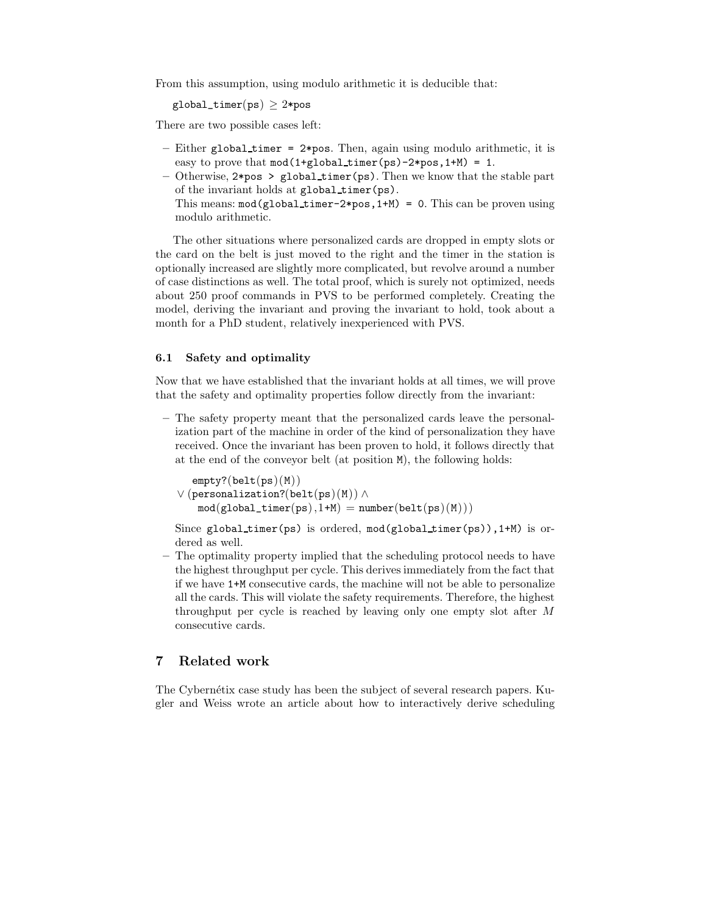From this assumption, using modulo arithmetic it is deducible that:

`global_timer(ps)` ≥ `2*pos`

There are two possible cases left:

- Either `global_timer = 2*pos`. Then, again using modulo arithmetic, it is easy to prove that `mod(1+global_timer(ps)-2*pos,1+M) = 1`.
- Otherwise, `2*pos > global_timer(ps)`. Then we know that the stable part of the invariant holds at `global_timer(ps)`.
  This means: `mod(global_timer-2*pos,1+M) = 0`. This can be proven using modulo arithmetic.

The other situations where personalized cards are dropped in empty slots or the card on the belt is just moved to the right and the timer in the station is optionally increased are slightly more complicated, but revolve around a number of case distinctions as well. The total proof, which is surely not optimized, needs about 250 proof commands in PVS to be performed completely. Creating the model, deriving the invariant and proving the invariant to hold, took about a month for a PhD student, relatively inexperienced with PVS.

### 6.1 Safety and optimality

Now that we have established that the invariant holds at all times, we will prove that the safety and optimality properties follow directly from the invariant:

- The safety property meant that the personalized cards leave the personalization part of the machine in order of the kind of personalization they have received. Once the invariant has been proven to hold, it follows directly that at the end of the conveyor belt (at position `M`), the following holds:

  ```
    empty?(belt(ps)(M))
  ∨ (personalization?(belt(ps)(M)) ∧
      mod(global_timer(ps),1+M) = number(belt(ps)(M)))
  ```

  Since `global_timer(ps)` is ordered, `mod(global_timer(ps)),1+M)` is ordered as well.
- The optimality property implied that the scheduling protocol needs to have the highest throughput per cycle. This derives immediately from the fact that if we have `1+M` consecutive cards, the machine will not be able to personalize all the cards. This will violate the safety requirements. Therefore, the highest throughput per cycle is reached by leaving only one empty slot after $M$ consecutive cards.

## 7 Related work

The Cybernétix case study has been the subject of several research papers. Kugler and Weiss wrote an article about how to interactively derive scheduling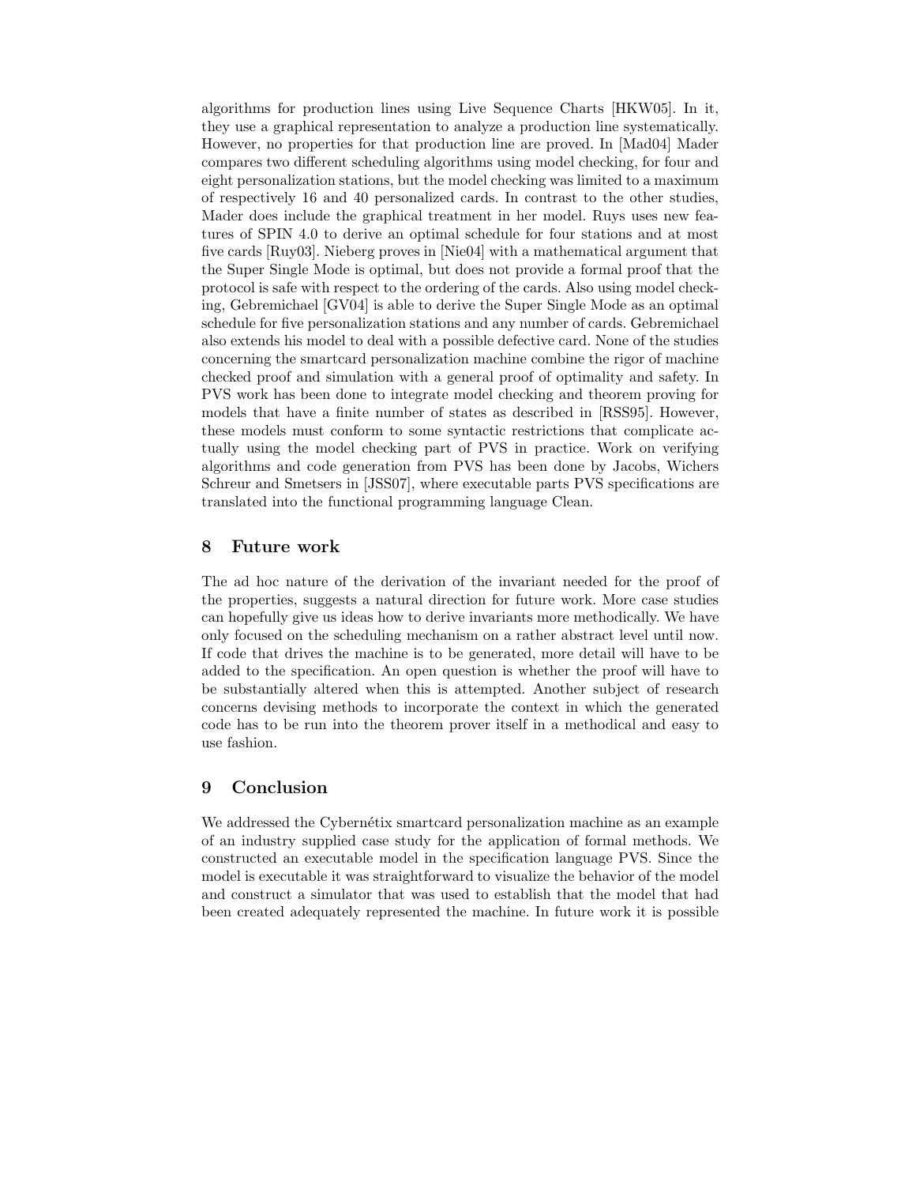algorithms for production lines using Live Sequence Charts [HKW05]. In it, they use a graphical representation to analyze a production line systematically. However, no properties for that production line are proved. In [Mad04] Mader compares two different scheduling algorithms using model checking, for four and eight personalization stations, but the model checking was limited to a maximum of respectively 16 and 40 personalized cards. In contrast to the other studies, Mader does include the graphical treatment in her model. Ruys uses new features of SPIN 4.0 to derive an optimal schedule for four stations and at most five cards [Ruy03]. Nieberg proves in [Nie04] with a mathematical argument that the Super Single Mode is optimal, but does not provide a formal proof that the protocol is safe with respect to the ordering of the cards. Also using model checking, Gebremichael [GV04] is able to derive the Super Single Mode as an optimal schedule for five personalization stations and any number of cards. Gebremichael also extends his model to deal with a possible defective card. None of the studies concerning the smartcard personalization machine combine the rigor of machine checked proof and simulation with a general proof of optimality and safety. In PVS work has been done to integrate model checking and theorem proving for models that have a finite number of states as described in [RSS95]. However, these models must conform to some syntactic restrictions that complicate actually using the model checking part of PVS in practice. Work on verifying algorithms and code generation from PVS has been done by Jacobs, Wichers Schreur and Smetsers in [JSS07], where executable parts PVS specifications are translated into the functional programming language Clean.

## 8 Future work

The ad hoc nature of the derivation of the invariant needed for the proof of the properties, suggests a natural direction for future work. More case studies can hopefully give us ideas how to derive invariants more methodically. We have only focused on the scheduling mechanism on a rather abstract level until now. If code that drives the machine is to be generated, more detail will have to be added to the specification. An open question is whether the proof will have to be substantially altered when this is attempted. Another subject of research concerns devising methods to incorporate the context in which the generated code has to be run into the theorem prover itself in a methodical and easy to use fashion.

## 9 Conclusion

We addressed the Cybernétix smartcard personalization machine as an example of an industry supplied case study for the application of formal methods. We constructed an executable model in the specification language PVS. Since the model is executable it was straightforward to visualize the behavior of the model and construct a simulator that was used to establish that the model that had been created adequately represented the machine. In future work it is possible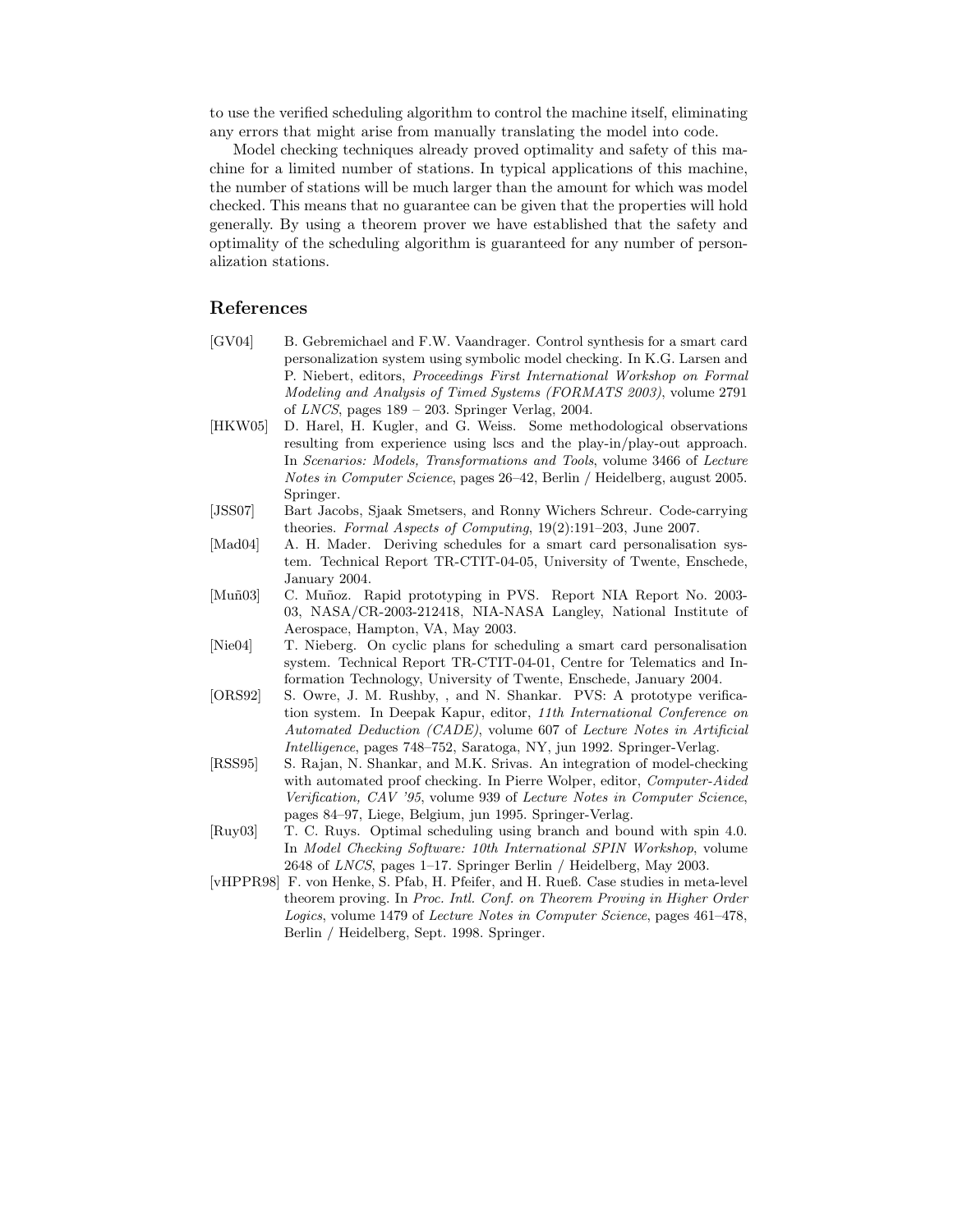to use the verified scheduling algorithm to control the machine itself, eliminating any errors that might arise from manually translating the model into code.

Model checking techniques already proved optimality and safety of this machine for a limited number of stations. In typical applications of this machine, the number of stations will be much larger than the amount for which was model checked. This means that no guarantee can be given that the properties will hold generally. By using a theorem prover we have established that the safety and optimality of the scheduling algorithm is guaranteed for any number of personalization stations.

## References

[GV04] B. Gebremichael and F.W. Vaandrager. Control synthesis for a smart card personalization system using symbolic model checking. In K.G. Larsen and P. Niebert, editors, *Proceedings First International Workshop on Formal Modeling and Analysis of Timed Systems (FORMATS 2003)*, volume 2791 of *LNCS*, pages 189 – 203. Springer Verlag, 2004.

[HKW05] D. Harel, H. Kugler, and G. Weiss. Some methodological observations resulting from experience using lscs and the play-in/play-out approach. In *Scenarios: Models, Transformations and Tools*, volume 3466 of *Lecture Notes in Computer Science*, pages 26–42, Berlin / Heidelberg, august 2005. Springer.

[JSS07] Bart Jacobs, Sjaak Smetsers, and Ronny Wichers Schreur. Code-carrying theories. *Formal Aspects of Computing*, 19(2):191–203, June 2007.

[Mad04] A. H. Mader. Deriving schedules for a smart card personalisation system. Technical Report TR-CTIT-04-05, University of Twente, Enschede, January 2004.

[Muñ03] C. Muñoz. Rapid prototyping in PVS. Report NIA Report No. 2003-03, NASA/CR-2003-212418, NIA-NASA Langley, National Institute of Aerospace, Hampton, VA, May 2003.

[Nie04] T. Nieberg. On cyclic plans for scheduling a smart card personalisation system. Technical Report TR-CTIT-04-01, Centre for Telematics and Information Technology, University of Twente, Enschede, January 2004.

[ORS92] S. Owre, J. M. Rushby, , and N. Shankar. PVS: A prototype verification system. In Deepak Kapur, editor, *11th International Conference on Automated Deduction (CADE)*, volume 607 of *Lecture Notes in Artificial Intelligence*, pages 748–752, Saratoga, NY, jun 1992. Springer-Verlag.

[RSS95] S. Rajan, N. Shankar, and M.K. Srivas. An integration of model-checking with automated proof checking. In Pierre Wolper, editor, *Computer-Aided Verification, CAV '95*, volume 939 of *Lecture Notes in Computer Science*, pages 84–97, Liege, Belgium, jun 1995. Springer-Verlag.

[Ruy03] T. C. Ruys. Optimal scheduling using branch and bound with spin 4.0. In *Model Checking Software: 10th International SPIN Workshop*, volume 2648 of *LNCS*, pages 1–17. Springer Berlin / Heidelberg, May 2003.

[vHPPR98] F. von Henke, S. Pfab, H. Pfeifer, and H. Rueß. Case studies in meta-level theorem proving. In *Proc. Intl. Conf. on Theorem Proving in Higher Order Logics*, volume 1479 of *Lecture Notes in Computer Science*, pages 461–478, Berlin / Heidelberg, Sept. 1998. Springer.